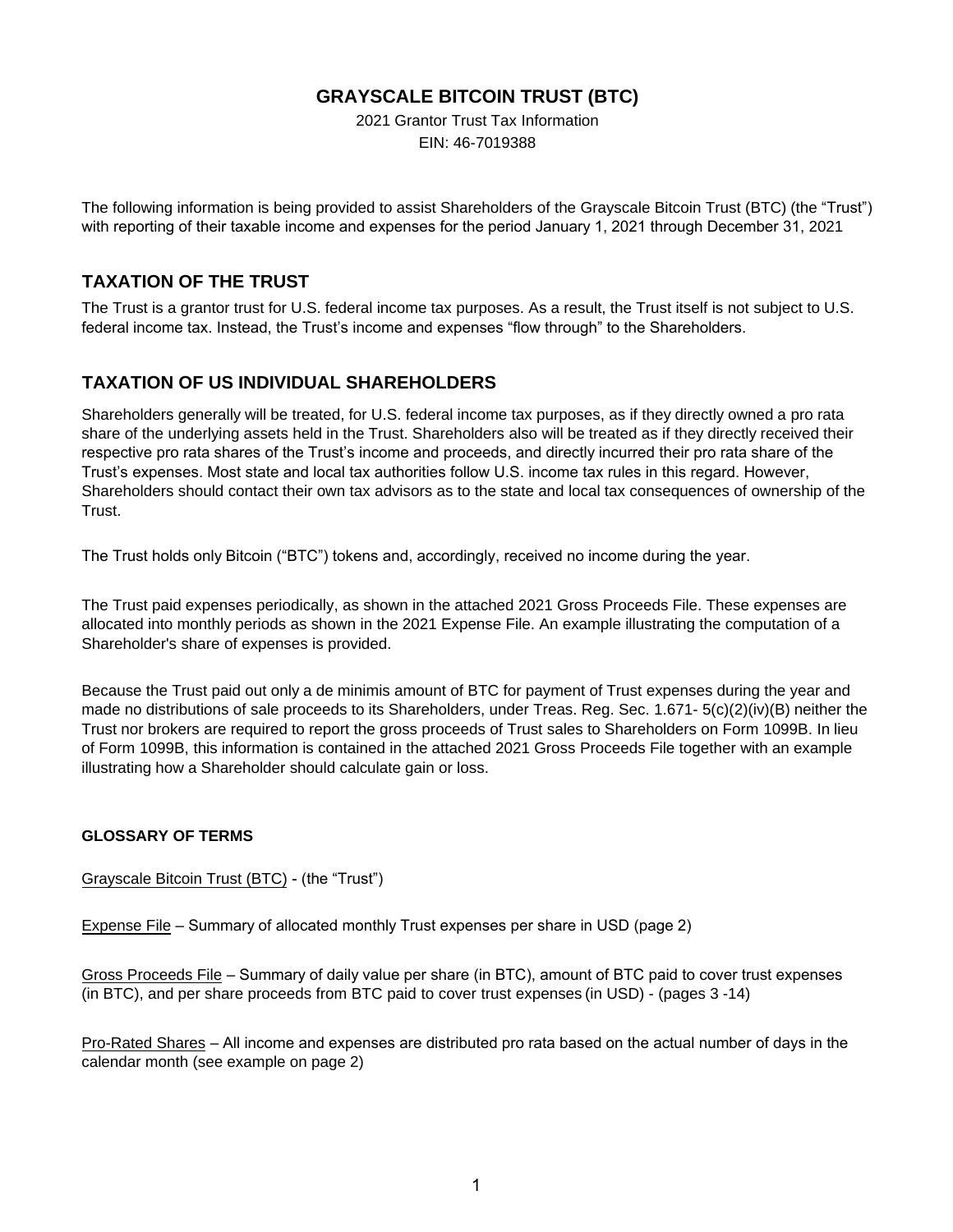# GRAYSCALE BITCOIN TRUST (BTC)

2021 Grantor Trust Tax Information

EIN: 46-7019388

The following information is being provided to assist Shareholders of the Grayscale Bitcoin Trust (BTC) (the "Trust") with reporting of their taxable income and expenses for the period January 1, 2021 through December 31, 2021

## TAXATION OF THE TRUST

The Trust is a grantor trust for U.S. federal income tax purposes. As a result, the Trust itself is not subject to U.S. federal income tax. Instead, the Trust's income and expenses "flow through" to the Shareholders.

## TAXATION OF US INDIVIDUAL SHAREHOLDERS

Shareholders generally will be treated, for U.S. federal income tax purposes, as if they directly owned a pro rata share of the underlying assets held in the Trust. Shareholders also will be treated as if they directly received their respective pro rata shares of the Trust's income and proceeds, and directly incurred their pro rata share of the Trust's expenses. Most state and local tax authorities follow U.S. income tax rules in this regard. However, Shareholders should contact their own tax advisors as to the state and local tax consequences of ownership of the Trust.

The Trust holds only Bitcoin ("BTC") tokens and, accordingly, received no income during the year.

The Trust paid expenses periodically, as shown in the attached 2021 Gross Proceeds File. These expenses are allocated into monthly periods as shown in the 2021 Expense File. An example illustrating the computation of a Shareholder's share of expenses is provided.

Because the Trust paid out only a de minimis amount of BTC for payment of Trust expenses during the year and made no distributions of sale proceeds to its Shareholders, under Treas. Reg. Sec. 1.671- 5(c)(2)(iv)(B) neither the Trust nor brokers are required to report the gross proceeds of Trust sales to Shareholders on Form 1099B. In lieu of Form 1099B, this information is contained in the attached 2021 Gross Proceeds File together with an example illustrating how a Shareholder should calculate gain or loss.

### GLOSSARY OF TERMS

Grayscale Bitcoin Trust (BTC) - (the "Trust")

Expense File – Summary of allocated monthly Trust expenses per share in USD (page 2)

Gross Proceeds File – Summary of daily value per share (in BTC), amount of BTC paid to cover trust expenses (in BTC), and per share proceeds from BTC paid to cover trust expenses (in USD) - (pages 3 -14)

Pro-Rated Shares – All income and expenses are distributed pro rata based on the actual number of days in the calendar month (see example on page 2)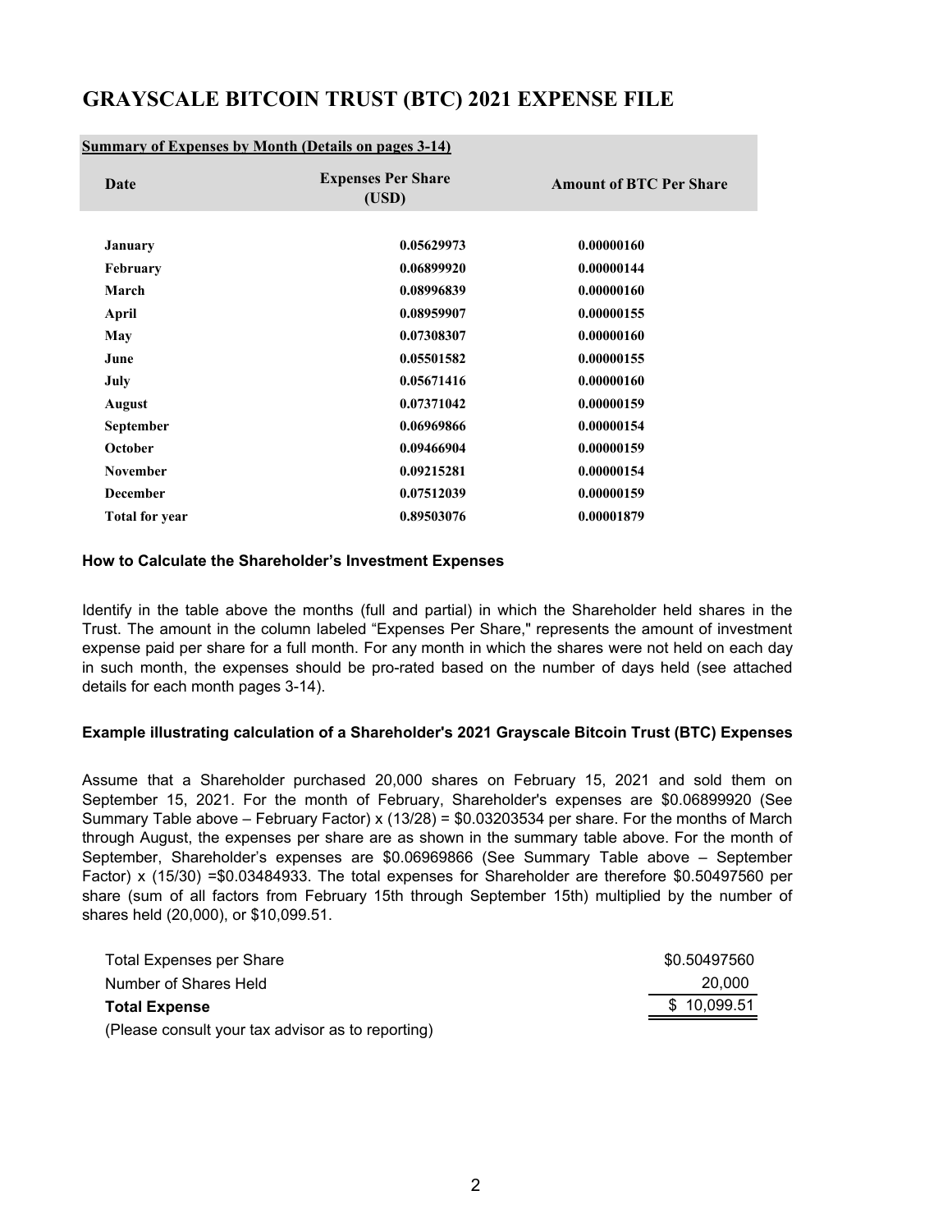# GRAYSCALE BITCOIN TRUST (BTC) 2021 EXPENSE FILE

**Summary of Expenses by Month (Details on pages 3-14)**

| Date | Expenses Per Share (USD) | Amount of BTC Per Share |
|---|---|---|
| **January** | **0.05629973** | **0.00000160** |
| **February** | **0.06899920** | **0.00000144** |
| **March** | **0.08996839** | **0.00000160** |
| **April** | **0.08959907** | **0.00000155** |
| **May** | **0.07308307** | **0.00000160** |
| **June** | **0.05501582** | **0.00000155** |
| **July** | **0.05671416** | **0.00000160** |
| **August** | **0.07371042** | **0.00000159** |
| **September** | **0.06969866** | **0.00000154** |
| **October** | **0.09466904** | **0.00000159** |
| **November** | **0.09215281** | **0.00000154** |
| **December** | **0.07512039** | **0.00000159** |
| **Total for year** | **0.89503076** | **0.00001879** |

### How to Calculate the Shareholder's Investment Expenses

Identify in the table above the months (full and partial) in which the Shareholder held shares in the Trust. The amount in the column labeled "Expenses Per Share," represents the amount of investment expense paid per share for a full month. For any month in which the shares were not held on each day in such month, the expenses should be pro-rated based on the number of days held (see attached details for each month pages 3-14).

### Example illustrating calculation of a Shareholder's 2021 Grayscale Bitcoin Trust (BTC) Expenses

Assume that a Shareholder purchased 20,000 shares on February 15, 2021 and sold them on September 15, 2021. For the month of February, Shareholder's expenses are $0.06899920 (See Summary Table above – February Factor) x (13/28) = $0.03203534 per share. For the months of March through August, the expenses per share are as shown in the summary table above. For the month of September, Shareholder's expenses are $0.06969866 (See Summary Table above – September Factor) x (15/30) =$0.03484933. The total expenses for Shareholder are therefore $0.50497560 per share (sum of all factors from February 15th through September 15th) multiplied by the number of shares held (20,000), or $10,099.51.

| | |
|---|---|
| Total Expenses per Share | $0.50497560 |
| Number of Shares Held | 20,000 |
| **Total Expense** | $ 10,099.51 |

(Please consult your tax advisor as to reporting)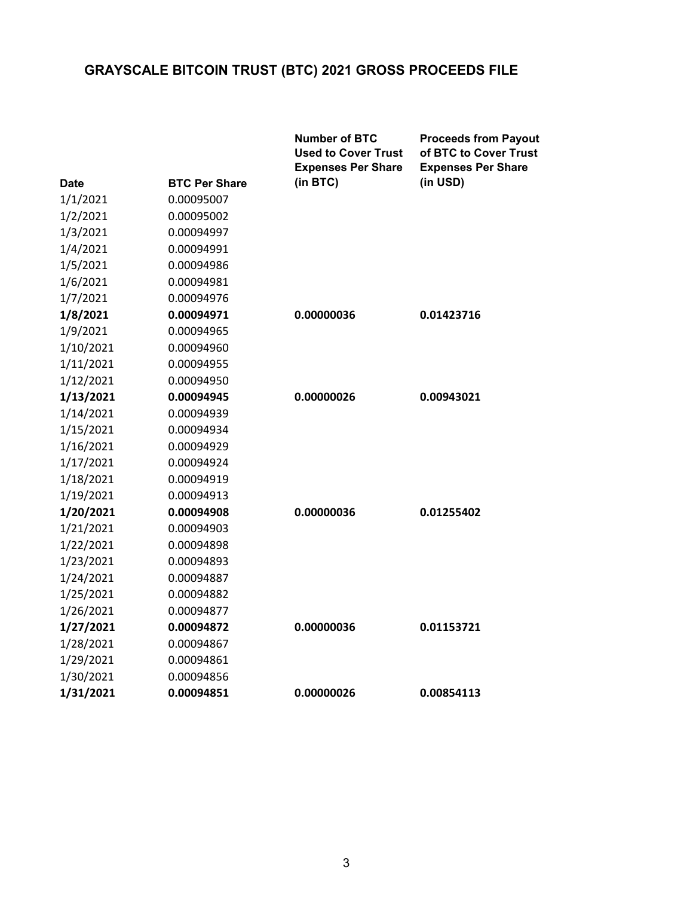## GRAYSCALE BITCOIN TRUST (BTC) 2021 GROSS PROCEEDS FILE

| Date | BTC Per Share | Number of BTC Used to Cover Trust Expenses Per Share (in BTC) | Proceeds from Payout of BTC to Cover Trust Expenses Per Share (in USD) |
|---|---|---|---|
| 1/1/2021 | 0.00095007 | | |
| 1/2/2021 | 0.00095002 | | |
| 1/3/2021 | 0.00094997 | | |
| 1/4/2021 | 0.00094991 | | |
| 1/5/2021 | 0.00094986 | | |
| 1/6/2021 | 0.00094981 | | |
| 1/7/2021 | 0.00094976 | | |
| **1/8/2021** | **0.00094971** | **0.00000036** | **0.01423716** |
| 1/9/2021 | 0.00094965 | | |
| 1/10/2021 | 0.00094960 | | |
| 1/11/2021 | 0.00094955 | | |
| 1/12/2021 | 0.00094950 | | |
| **1/13/2021** | **0.00094945** | **0.00000026** | **0.00943021** |
| 1/14/2021 | 0.00094939 | | |
| 1/15/2021 | 0.00094934 | | |
| 1/16/2021 | 0.00094929 | | |
| 1/17/2021 | 0.00094924 | | |
| 1/18/2021 | 0.00094919 | | |
| 1/19/2021 | 0.00094913 | | |
| **1/20/2021** | **0.00094908** | **0.00000036** | **0.01255402** |
| 1/21/2021 | 0.00094903 | | |
| 1/22/2021 | 0.00094898 | | |
| 1/23/2021 | 0.00094893 | | |
| 1/24/2021 | 0.00094887 | | |
| 1/25/2021 | 0.00094882 | | |
| 1/26/2021 | 0.00094877 | | |
| **1/27/2021** | **0.00094872** | **0.00000036** | **0.01153721** |
| 1/28/2021 | 0.00094867 | | |
| 1/29/2021 | 0.00094861 | | |
| 1/30/2021 | 0.00094856 | | |
| **1/31/2021** | **0.00094851** | **0.00000026** | **0.00854113** |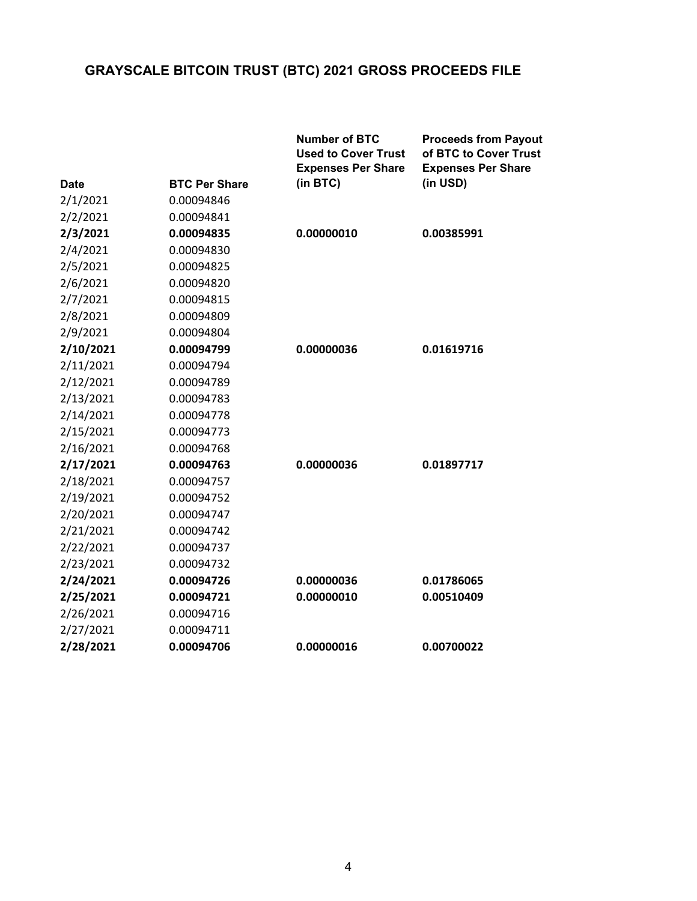## GRAYSCALE BITCOIN TRUST (BTC) 2021 GROSS PROCEEDS FILE

| Date | BTC Per Share | Number of BTC Used to Cover Trust Expenses Per Share (in BTC) | Proceeds from Payout of BTC to Cover Trust Expenses Per Share (in USD) |
|---|---|---|---|
| 2/1/2021 | 0.00094846 | | |
| 2/2/2021 | 0.00094841 | | |
| **2/3/2021** | **0.00094835** | **0.00000010** | **0.00385991** |
| 2/4/2021 | 0.00094830 | | |
| 2/5/2021 | 0.00094825 | | |
| 2/6/2021 | 0.00094820 | | |
| 2/7/2021 | 0.00094815 | | |
| 2/8/2021 | 0.00094809 | | |
| 2/9/2021 | 0.00094804 | | |
| **2/10/2021** | **0.00094799** | **0.00000036** | **0.01619716** |
| 2/11/2021 | 0.00094794 | | |
| 2/12/2021 | 0.00094789 | | |
| 2/13/2021 | 0.00094783 | | |
| 2/14/2021 | 0.00094778 | | |
| 2/15/2021 | 0.00094773 | | |
| 2/16/2021 | 0.00094768 | | |
| **2/17/2021** | **0.00094763** | **0.00000036** | **0.01897717** |
| 2/18/2021 | 0.00094757 | | |
| 2/19/2021 | 0.00094752 | | |
| 2/20/2021 | 0.00094747 | | |
| 2/21/2021 | 0.00094742 | | |
| 2/22/2021 | 0.00094737 | | |
| 2/23/2021 | 0.00094732 | | |
| **2/24/2021** | **0.00094726** | **0.00000036** | **0.01786065** |
| **2/25/2021** | **0.00094721** | **0.00000010** | **0.00510409** |
| 2/26/2021 | 0.00094716 | | |
| 2/27/2021 | 0.00094711 | | |
| **2/28/2021** | **0.00094706** | **0.00000016** | **0.00700022** |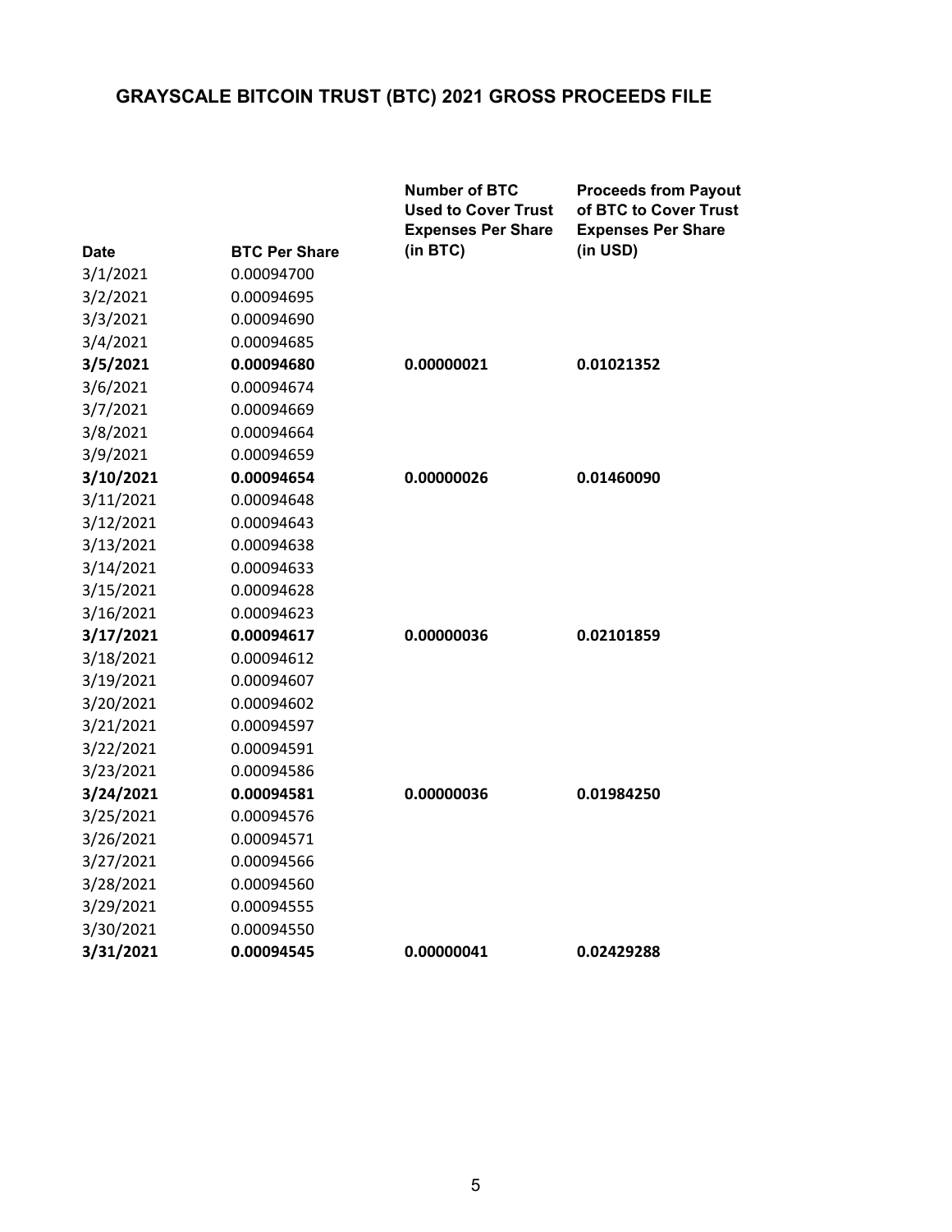## GRAYSCALE BITCOIN TRUST (BTC) 2021 GROSS PROCEEDS FILE

| Date | BTC Per Share | Number of BTC Used to Cover Trust Expenses Per Share (in BTC) | Proceeds from Payout of BTC to Cover Trust Expenses Per Share (in USD) |
|---|---|---|---|
| 3/1/2021 | 0.00094700 | | |
| 3/2/2021 | 0.00094695 | | |
| 3/3/2021 | 0.00094690 | | |
| 3/4/2021 | 0.00094685 | | |
| **3/5/2021** | **0.00094680** | **0.00000021** | **0.01021352** |
| 3/6/2021 | 0.00094674 | | |
| 3/7/2021 | 0.00094669 | | |
| 3/8/2021 | 0.00094664 | | |
| 3/9/2021 | 0.00094659 | | |
| **3/10/2021** | **0.00094654** | **0.00000026** | **0.01460090** |
| 3/11/2021 | 0.00094648 | | |
| 3/12/2021 | 0.00094643 | | |
| 3/13/2021 | 0.00094638 | | |
| 3/14/2021 | 0.00094633 | | |
| 3/15/2021 | 0.00094628 | | |
| 3/16/2021 | 0.00094623 | | |
| **3/17/2021** | **0.00094617** | **0.00000036** | **0.02101859** |
| 3/18/2021 | 0.00094612 | | |
| 3/19/2021 | 0.00094607 | | |
| 3/20/2021 | 0.00094602 | | |
| 3/21/2021 | 0.00094597 | | |
| 3/22/2021 | 0.00094591 | | |
| 3/23/2021 | 0.00094586 | | |
| **3/24/2021** | **0.00094581** | **0.00000036** | **0.01984250** |
| 3/25/2021 | 0.00094576 | | |
| 3/26/2021 | 0.00094571 | | |
| 3/27/2021 | 0.00094566 | | |
| 3/28/2021 | 0.00094560 | | |
| 3/29/2021 | 0.00094555 | | |
| 3/30/2021 | 0.00094550 | | |
| **3/31/2021** | **0.00094545** | **0.00000041** | **0.02429288** |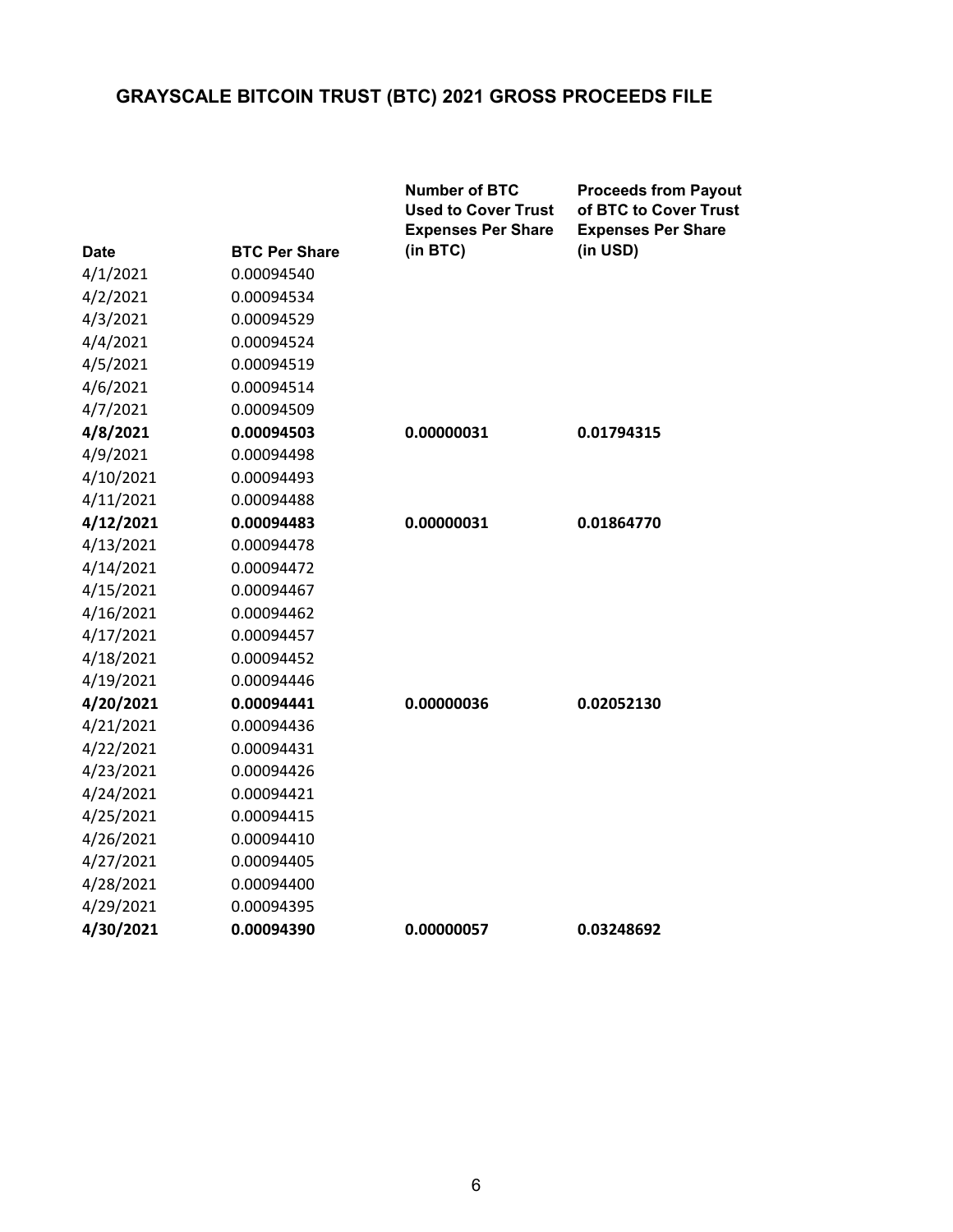## GRAYSCALE BITCOIN TRUST (BTC) 2021 GROSS PROCEEDS FILE

| Date | BTC Per Share | Number of BTC Used to Cover Trust Expenses Per Share (in BTC) | Proceeds from Payout of BTC to Cover Trust Expenses Per Share (in USD) |
|---|---|---|---|
| 4/1/2021 | 0.00094540 | | |
| 4/2/2021 | 0.00094534 | | |
| 4/3/2021 | 0.00094529 | | |
| 4/4/2021 | 0.00094524 | | |
| 4/5/2021 | 0.00094519 | | |
| 4/6/2021 | 0.00094514 | | |
| 4/7/2021 | 0.00094509 | | |
| **4/8/2021** | **0.00094503** | **0.00000031** | **0.01794315** |
| 4/9/2021 | 0.00094498 | | |
| 4/10/2021 | 0.00094493 | | |
| 4/11/2021 | 0.00094488 | | |
| **4/12/2021** | **0.00094483** | **0.00000031** | **0.01864770** |
| 4/13/2021 | 0.00094478 | | |
| 4/14/2021 | 0.00094472 | | |
| 4/15/2021 | 0.00094467 | | |
| 4/16/2021 | 0.00094462 | | |
| 4/17/2021 | 0.00094457 | | |
| 4/18/2021 | 0.00094452 | | |
| 4/19/2021 | 0.00094446 | | |
| **4/20/2021** | **0.00094441** | **0.00000036** | **0.02052130** |
| 4/21/2021 | 0.00094436 | | |
| 4/22/2021 | 0.00094431 | | |
| 4/23/2021 | 0.00094426 | | |
| 4/24/2021 | 0.00094421 | | |
| 4/25/2021 | 0.00094415 | | |
| 4/26/2021 | 0.00094410 | | |
| 4/27/2021 | 0.00094405 | | |
| 4/28/2021 | 0.00094400 | | |
| 4/29/2021 | 0.00094395 | | |
| **4/30/2021** | **0.00094390** | **0.00000057** | **0.03248692** |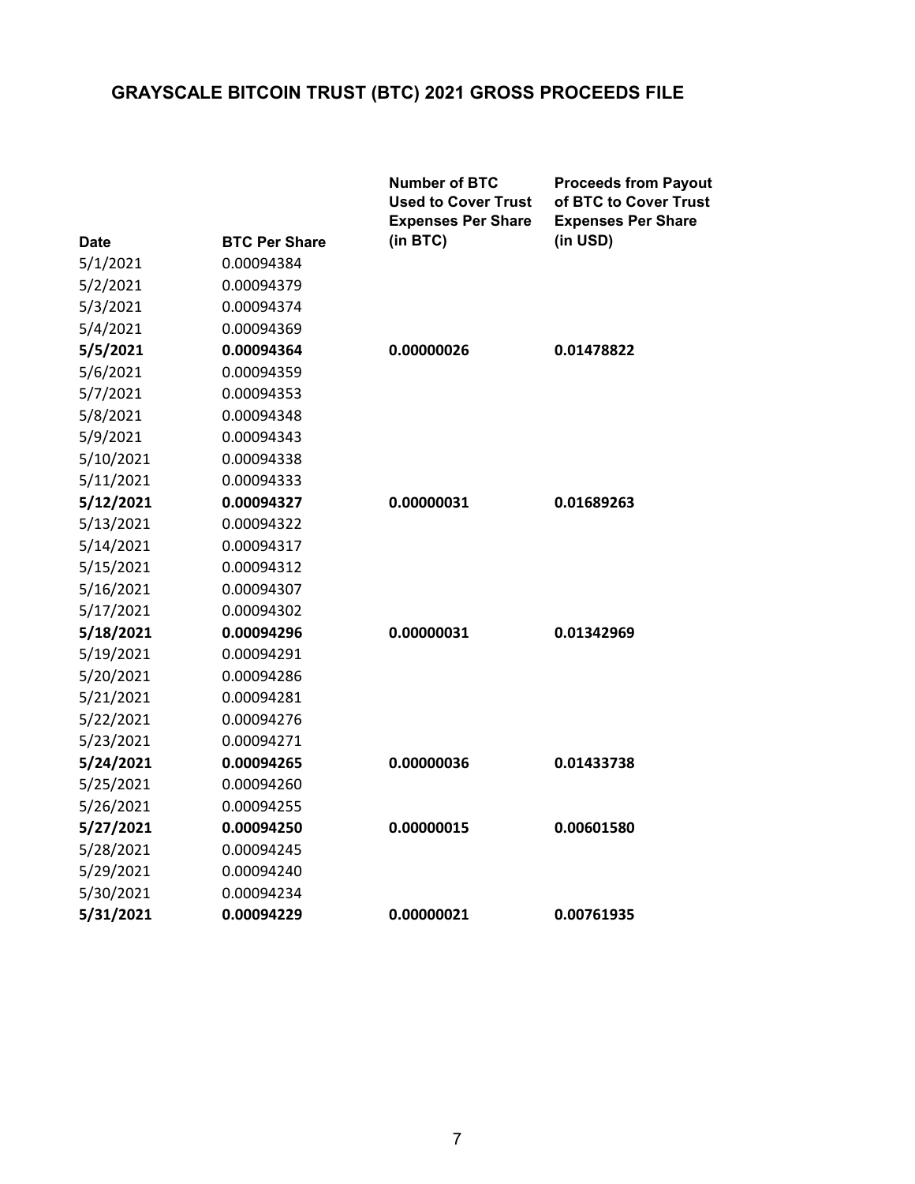## GRAYSCALE BITCOIN TRUST (BTC) 2021 GROSS PROCEEDS FILE

| Date | BTC Per Share | Number of BTC Used to Cover Trust Expenses Per Share (in BTC) | Proceeds from Payout of BTC to Cover Trust Expenses Per Share (in USD) |
|---|---|---|---|
| 5/1/2021 | 0.00094384 | | |
| 5/2/2021 | 0.00094379 | | |
| 5/3/2021 | 0.00094374 | | |
| 5/4/2021 | 0.00094369 | | |
| **5/5/2021** | **0.00094364** | **0.00000026** | **0.01478822** |
| 5/6/2021 | 0.00094359 | | |
| 5/7/2021 | 0.00094353 | | |
| 5/8/2021 | 0.00094348 | | |
| 5/9/2021 | 0.00094343 | | |
| 5/10/2021 | 0.00094338 | | |
| 5/11/2021 | 0.00094333 | | |
| **5/12/2021** | **0.00094327** | **0.00000031** | **0.01689263** |
| 5/13/2021 | 0.00094322 | | |
| 5/14/2021 | 0.00094317 | | |
| 5/15/2021 | 0.00094312 | | |
| 5/16/2021 | 0.00094307 | | |
| 5/17/2021 | 0.00094302 | | |
| **5/18/2021** | **0.00094296** | **0.00000031** | **0.01342969** |
| 5/19/2021 | 0.00094291 | | |
| 5/20/2021 | 0.00094286 | | |
| 5/21/2021 | 0.00094281 | | |
| 5/22/2021 | 0.00094276 | | |
| 5/23/2021 | 0.00094271 | | |
| **5/24/2021** | **0.00094265** | **0.00000036** | **0.01433738** |
| 5/25/2021 | 0.00094260 | | |
| 5/26/2021 | 0.00094255 | | |
| **5/27/2021** | **0.00094250** | **0.00000015** | **0.00601580** |
| 5/28/2021 | 0.00094245 | | |
| 5/29/2021 | 0.00094240 | | |
| 5/30/2021 | 0.00094234 | | |
| **5/31/2021** | **0.00094229** | **0.00000021** | **0.00761935** |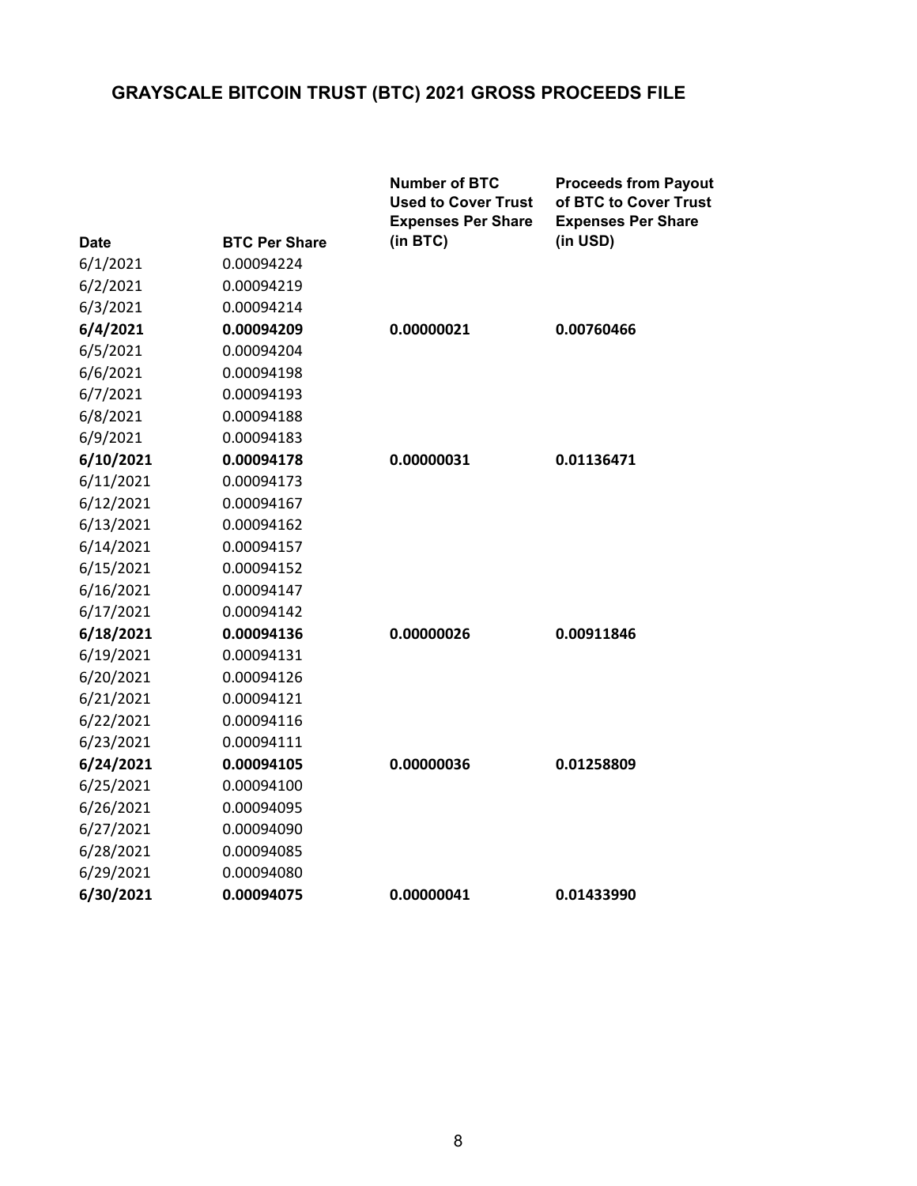## GRAYSCALE BITCOIN TRUST (BTC) 2021 GROSS PROCEEDS FILE

| Date | BTC Per Share | Number of BTC Used to Cover Trust Expenses Per Share (in BTC) | Proceeds from Payout of BTC to Cover Trust Expenses Per Share (in USD) |
|---|---|---|---|
| 6/1/2021 | 0.00094224 | | |
| 6/2/2021 | 0.00094219 | | |
| 6/3/2021 | 0.00094214 | | |
| **6/4/2021** | **0.00094209** | **0.00000021** | **0.00760466** |
| 6/5/2021 | 0.00094204 | | |
| 6/6/2021 | 0.00094198 | | |
| 6/7/2021 | 0.00094193 | | |
| 6/8/2021 | 0.00094188 | | |
| 6/9/2021 | 0.00094183 | | |
| **6/10/2021** | **0.00094178** | **0.00000031** | **0.01136471** |
| 6/11/2021 | 0.00094173 | | |
| 6/12/2021 | 0.00094167 | | |
| 6/13/2021 | 0.00094162 | | |
| 6/14/2021 | 0.00094157 | | |
| 6/15/2021 | 0.00094152 | | |
| 6/16/2021 | 0.00094147 | | |
| 6/17/2021 | 0.00094142 | | |
| **6/18/2021** | **0.00094136** | **0.00000026** | **0.00911846** |
| 6/19/2021 | 0.00094131 | | |
| 6/20/2021 | 0.00094126 | | |
| 6/21/2021 | 0.00094121 | | |
| 6/22/2021 | 0.00094116 | | |
| 6/23/2021 | 0.00094111 | | |
| **6/24/2021** | **0.00094105** | **0.00000036** | **0.01258809** |
| 6/25/2021 | 0.00094100 | | |
| 6/26/2021 | 0.00094095 | | |
| 6/27/2021 | 0.00094090 | | |
| 6/28/2021 | 0.00094085 | | |
| 6/29/2021 | 0.00094080 | | |
| **6/30/2021** | **0.00094075** | **0.00000041** | **0.01433990** |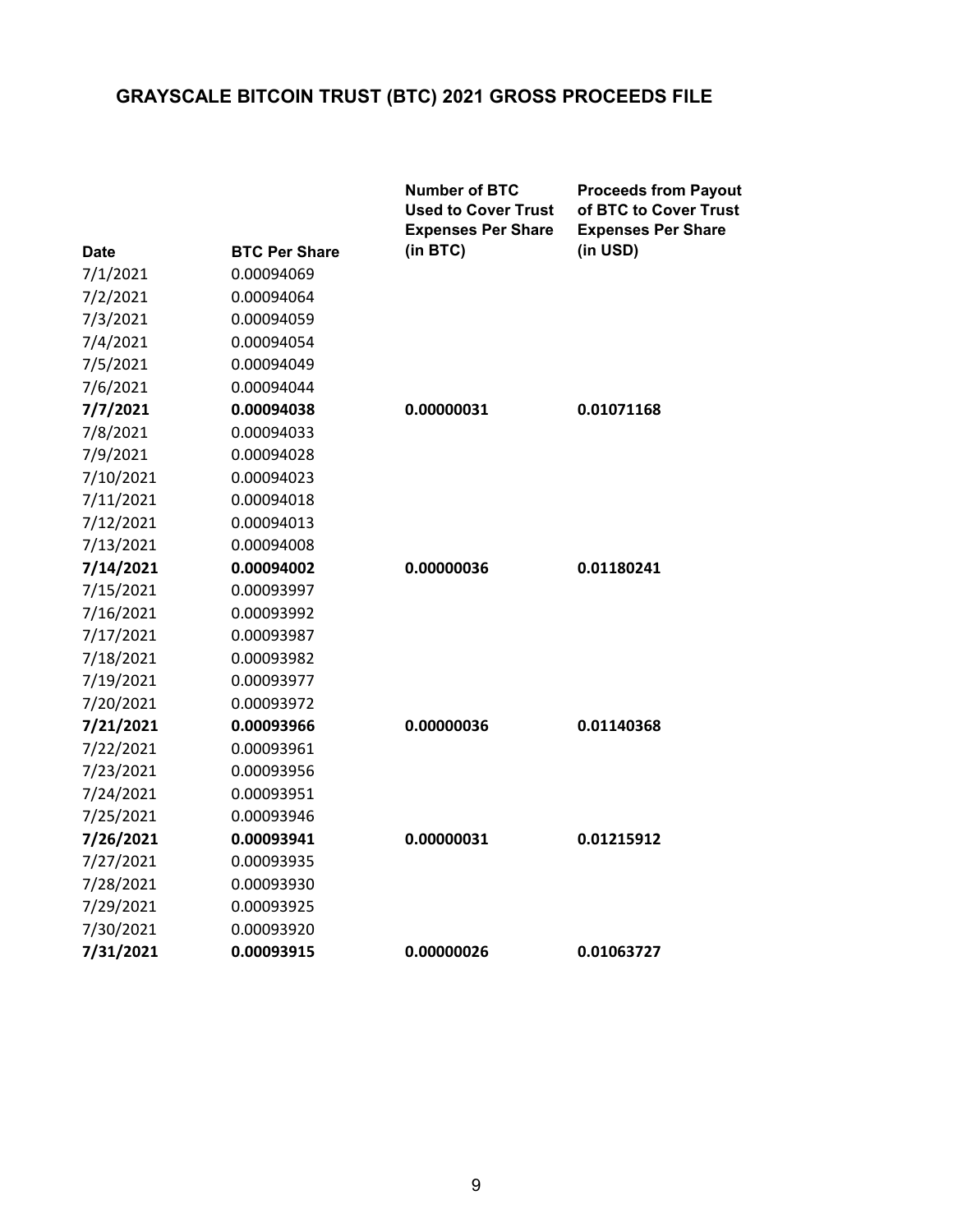## GRAYSCALE BITCOIN TRUST (BTC) 2021 GROSS PROCEEDS FILE

| Date | BTC Per Share | Number of BTC Used to Cover Trust Expenses Per Share (in BTC) | Proceeds from Payout of BTC to Cover Trust Expenses Per Share (in USD) |
|---|---|---|---|
| 7/1/2021 | 0.00094069 | | |
| 7/2/2021 | 0.00094064 | | |
| 7/3/2021 | 0.00094059 | | |
| 7/4/2021 | 0.00094054 | | |
| 7/5/2021 | 0.00094049 | | |
| 7/6/2021 | 0.00094044 | | |
| **7/7/2021** | **0.00094038** | **0.00000031** | **0.01071168** |
| 7/8/2021 | 0.00094033 | | |
| 7/9/2021 | 0.00094028 | | |
| 7/10/2021 | 0.00094023 | | |
| 7/11/2021 | 0.00094018 | | |
| 7/12/2021 | 0.00094013 | | |
| 7/13/2021 | 0.00094008 | | |
| **7/14/2021** | **0.00094002** | **0.00000036** | **0.01180241** |
| 7/15/2021 | 0.00093997 | | |
| 7/16/2021 | 0.00093992 | | |
| 7/17/2021 | 0.00093987 | | |
| 7/18/2021 | 0.00093982 | | |
| 7/19/2021 | 0.00093977 | | |
| 7/20/2021 | 0.00093972 | | |
| **7/21/2021** | **0.00093966** | **0.00000036** | **0.01140368** |
| 7/22/2021 | 0.00093961 | | |
| 7/23/2021 | 0.00093956 | | |
| 7/24/2021 | 0.00093951 | | |
| 7/25/2021 | 0.00093946 | | |
| **7/26/2021** | **0.00093941** | **0.00000031** | **0.01215912** |
| 7/27/2021 | 0.00093935 | | |
| 7/28/2021 | 0.00093930 | | |
| 7/29/2021 | 0.00093925 | | |
| 7/30/2021 | 0.00093920 | | |
| **7/31/2021** | **0.00093915** | **0.00000026** | **0.01063727** |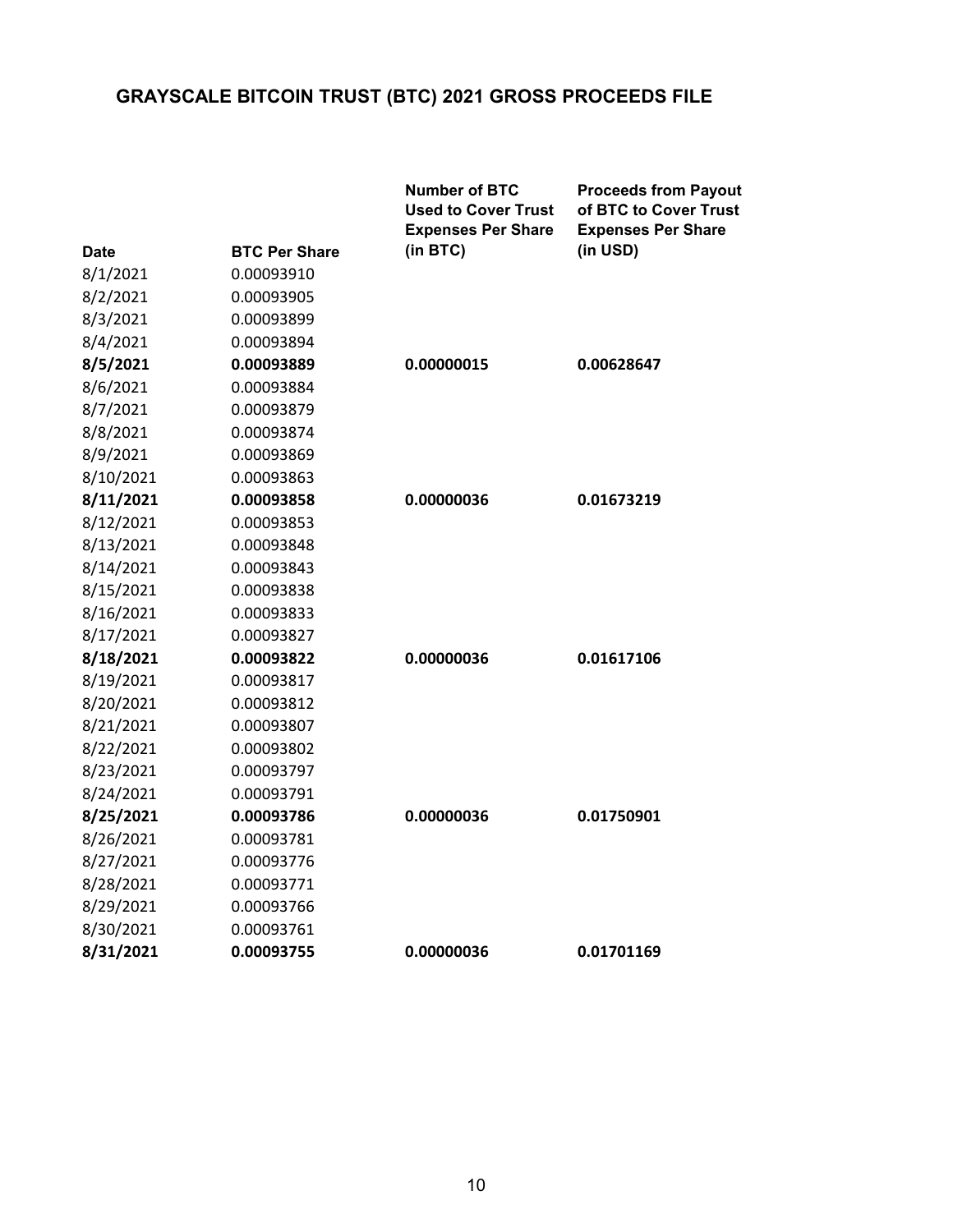## GRAYSCALE BITCOIN TRUST (BTC) 2021 GROSS PROCEEDS FILE

| Date | BTC Per Share | Number of BTC Used to Cover Trust Expenses Per Share (in BTC) | Proceeds from Payout of BTC to Cover Trust Expenses Per Share (in USD) |
|---|---|---|---|
| 8/1/2021 | 0.00093910 | | |
| 8/2/2021 | 0.00093905 | | |
| 8/3/2021 | 0.00093899 | | |
| 8/4/2021 | 0.00093894 | | |
| **8/5/2021** | **0.00093889** | **0.00000015** | **0.00628647** |
| 8/6/2021 | 0.00093884 | | |
| 8/7/2021 | 0.00093879 | | |
| 8/8/2021 | 0.00093874 | | |
| 8/9/2021 | 0.00093869 | | |
| 8/10/2021 | 0.00093863 | | |
| **8/11/2021** | **0.00093858** | **0.00000036** | **0.01673219** |
| 8/12/2021 | 0.00093853 | | |
| 8/13/2021 | 0.00093848 | | |
| 8/14/2021 | 0.00093843 | | |
| 8/15/2021 | 0.00093838 | | |
| 8/16/2021 | 0.00093833 | | |
| 8/17/2021 | 0.00093827 | | |
| **8/18/2021** | **0.00093822** | **0.00000036** | **0.01617106** |
| 8/19/2021 | 0.00093817 | | |
| 8/20/2021 | 0.00093812 | | |
| 8/21/2021 | 0.00093807 | | |
| 8/22/2021 | 0.00093802 | | |
| 8/23/2021 | 0.00093797 | | |
| 8/24/2021 | 0.00093791 | | |
| **8/25/2021** | **0.00093786** | **0.00000036** | **0.01750901** |
| 8/26/2021 | 0.00093781 | | |
| 8/27/2021 | 0.00093776 | | |
| 8/28/2021 | 0.00093771 | | |
| 8/29/2021 | 0.00093766 | | |
| 8/30/2021 | 0.00093761 | | |
| **8/31/2021** | **0.00093755** | **0.00000036** | **0.01701169** |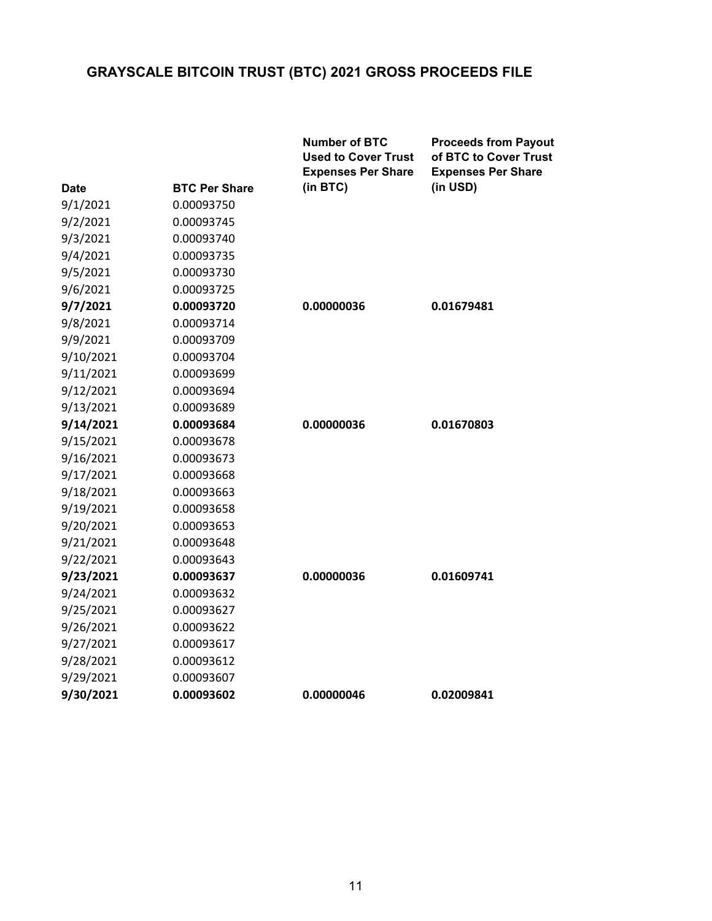# GRAYSCALE BITCOIN TRUST (BTC) 2021 GROSS PROCEEDS FILE

| Date | BTC Per Share | Number of BTC Used to Cover Trust Expenses Per Share (in BTC) | Proceeds from Payout of BTC to Cover Trust Expenses Per Share (in USD) |
|---|---|---|---|
| 9/1/2021 | 0.00093750 | | |
| 9/2/2021 | 0.00093745 | | |
| 9/3/2021 | 0.00093740 | | |
| 9/4/2021 | 0.00093735 | | |
| 9/5/2021 | 0.00093730 | | |
| 9/6/2021 | 0.00093725 | | |
| **9/7/2021** | **0.00093720** | **0.00000036** | **0.01679481** |
| 9/8/2021 | 0.00093714 | | |
| 9/9/2021 | 0.00093709 | | |
| 9/10/2021 | 0.00093704 | | |
| 9/11/2021 | 0.00093699 | | |
| 9/12/2021 | 0.00093694 | | |
| 9/13/2021 | 0.00093689 | | |
| **9/14/2021** | **0.00093684** | **0.00000036** | **0.01670803** |
| 9/15/2021 | 0.00093678 | | |
| 9/16/2021 | 0.00093673 | | |
| 9/17/2021 | 0.00093668 | | |
| 9/18/2021 | 0.00093663 | | |
| 9/19/2021 | 0.00093658 | | |
| 9/20/2021 | 0.00093653 | | |
| 9/21/2021 | 0.00093648 | | |
| 9/22/2021 | 0.00093643 | | |
| **9/23/2021** | **0.00093637** | **0.00000036** | **0.01609741** |
| 9/24/2021 | 0.00093632 | | |
| 9/25/2021 | 0.00093627 | | |
| 9/26/2021 | 0.00093622 | | |
| 9/27/2021 | 0.00093617 | | |
| 9/28/2021 | 0.00093612 | | |
| 9/29/2021 | 0.00093607 | | |
| **9/30/2021** | **0.00093602** | **0.00000046** | **0.02009841** |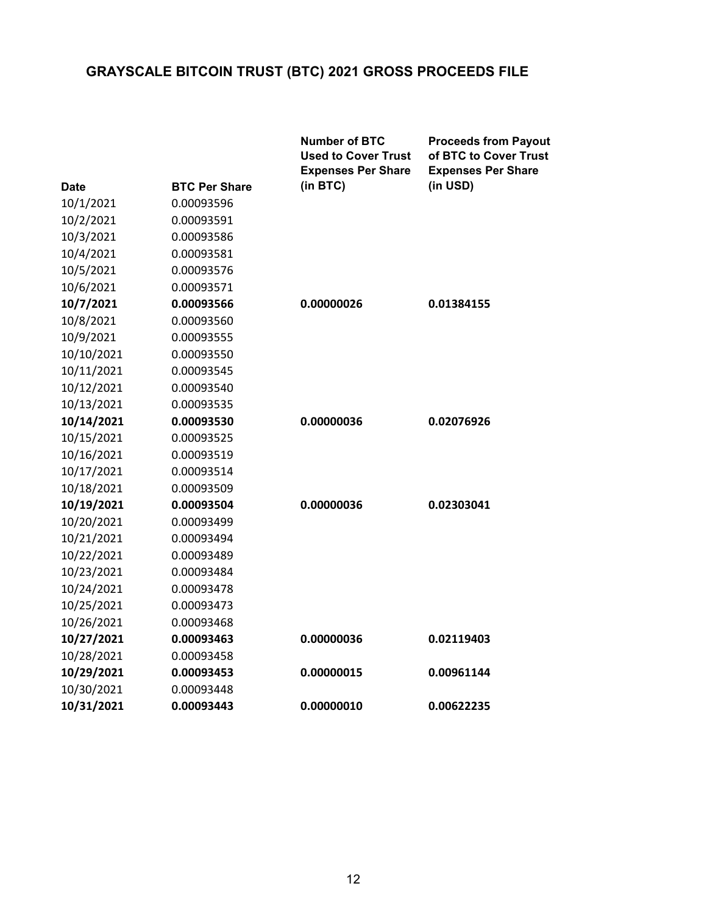# GRAYSCALE BITCOIN TRUST (BTC) 2021 GROSS PROCEEDS FILE

| Date | BTC Per Share | Number of BTC Used to Cover Trust Expenses Per Share (in BTC) | Proceeds from Payout of BTC to Cover Trust Expenses Per Share (in USD) |
|---|---|---|---|
| 10/1/2021 | 0.00093596 | | |
| 10/2/2021 | 0.00093591 | | |
| 10/3/2021 | 0.00093586 | | |
| 10/4/2021 | 0.00093581 | | |
| 10/5/2021 | 0.00093576 | | |
| 10/6/2021 | 0.00093571 | | |
| **10/7/2021** | **0.00093566** | **0.00000026** | **0.01384155** |
| 10/8/2021 | 0.00093560 | | |
| 10/9/2021 | 0.00093555 | | |
| 10/10/2021 | 0.00093550 | | |
| 10/11/2021 | 0.00093545 | | |
| 10/12/2021 | 0.00093540 | | |
| 10/13/2021 | 0.00093535 | | |
| **10/14/2021** | **0.00093530** | **0.00000036** | **0.02076926** |
| 10/15/2021 | 0.00093525 | | |
| 10/16/2021 | 0.00093519 | | |
| 10/17/2021 | 0.00093514 | | |
| 10/18/2021 | 0.00093509 | | |
| **10/19/2021** | **0.00093504** | **0.00000036** | **0.02303041** |
| 10/20/2021 | 0.00093499 | | |
| 10/21/2021 | 0.00093494 | | |
| 10/22/2021 | 0.00093489 | | |
| 10/23/2021 | 0.00093484 | | |
| 10/24/2021 | 0.00093478 | | |
| 10/25/2021 | 0.00093473 | | |
| 10/26/2021 | 0.00093468 | | |
| **10/27/2021** | **0.00093463** | **0.00000036** | **0.02119403** |
| 10/28/2021 | 0.00093458 | | |
| **10/29/2021** | **0.00093453** | **0.00000015** | **0.00961144** |
| 10/30/2021 | 0.00093448 | | |
| **10/31/2021** | **0.00093443** | **0.00000010** | **0.00622235** |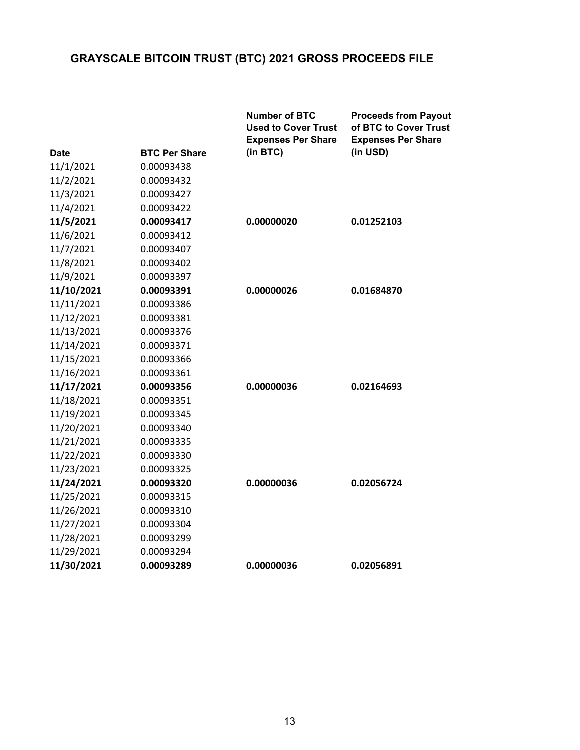# GRAYSCALE BITCOIN TRUST (BTC) 2021 GROSS PROCEEDS FILE

| Date | BTC Per Share | Number of BTC Used to Cover Trust Expenses Per Share (in BTC) | Proceeds from Payout of BTC to Cover Trust Expenses Per Share (in USD) |
|---|---|---|---|
| 11/1/2021 | 0.00093438 | | |
| 11/2/2021 | 0.00093432 | | |
| 11/3/2021 | 0.00093427 | | |
| 11/4/2021 | 0.00093422 | | |
| **11/5/2021** | **0.00093417** | **0.00000020** | **0.01252103** |
| 11/6/2021 | 0.00093412 | | |
| 11/7/2021 | 0.00093407 | | |
| 11/8/2021 | 0.00093402 | | |
| 11/9/2021 | 0.00093397 | | |
| **11/10/2021** | **0.00093391** | **0.00000026** | **0.01684870** |
| 11/11/2021 | 0.00093386 | | |
| 11/12/2021 | 0.00093381 | | |
| 11/13/2021 | 0.00093376 | | |
| 11/14/2021 | 0.00093371 | | |
| 11/15/2021 | 0.00093366 | | |
| 11/16/2021 | 0.00093361 | | |
| **11/17/2021** | **0.00093356** | **0.00000036** | **0.02164693** |
| 11/18/2021 | 0.00093351 | | |
| 11/19/2021 | 0.00093345 | | |
| 11/20/2021 | 0.00093340 | | |
| 11/21/2021 | 0.00093335 | | |
| 11/22/2021 | 0.00093330 | | |
| 11/23/2021 | 0.00093325 | | |
| **11/24/2021** | **0.00093320** | **0.00000036** | **0.02056724** |
| 11/25/2021 | 0.00093315 | | |
| 11/26/2021 | 0.00093310 | | |
| 11/27/2021 | 0.00093304 | | |
| 11/28/2021 | 0.00093299 | | |
| 11/29/2021 | 0.00093294 | | |
| **11/30/2021** | **0.00093289** | **0.00000036** | **0.02056891** |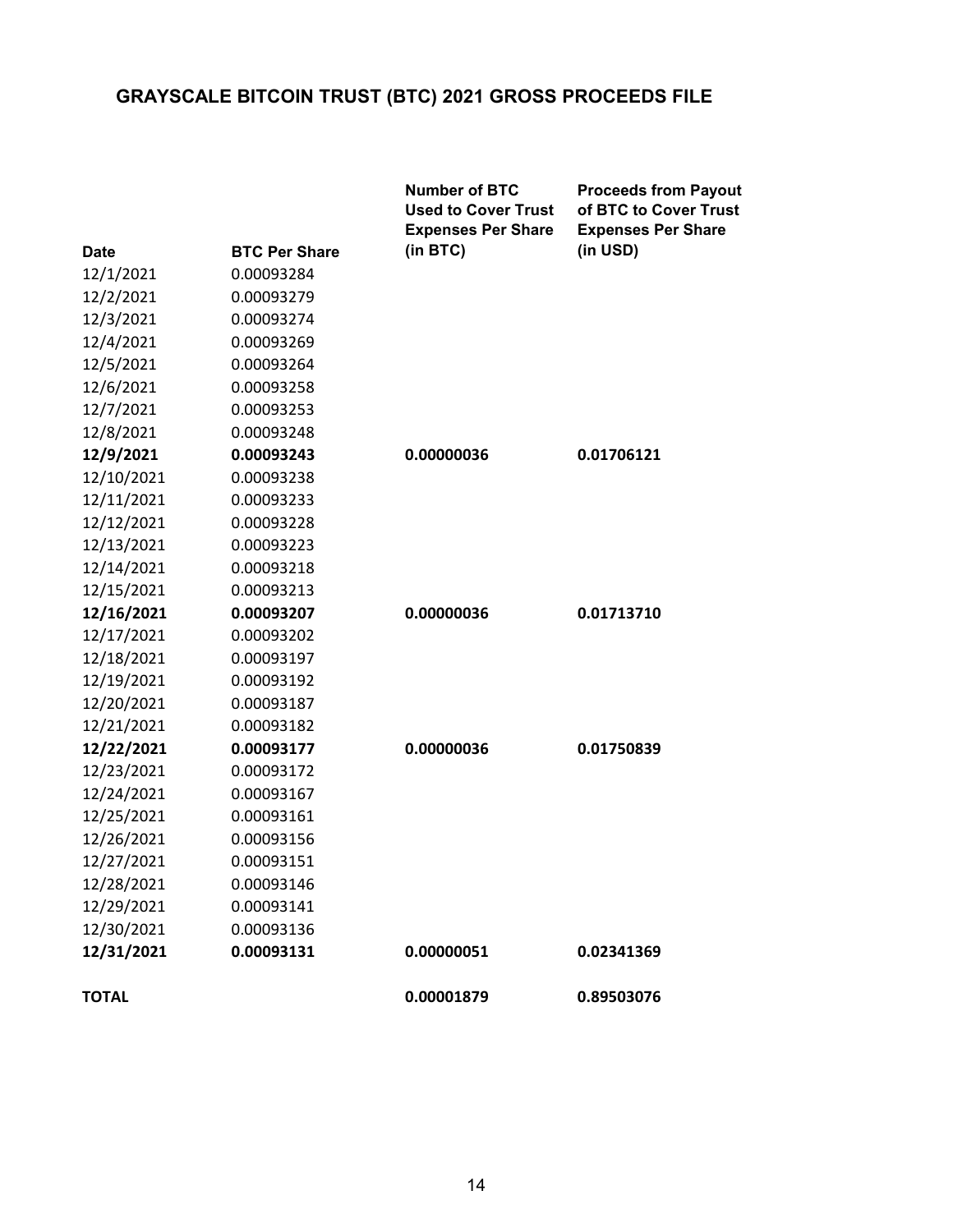## GRAYSCALE BITCOIN TRUST (BTC) 2021 GROSS PROCEEDS FILE

| Date | BTC Per Share | Number of BTC Used to Cover Trust Expenses Per Share (in BTC) | Proceeds from Payout of BTC to Cover Trust Expenses Per Share (in USD) |
|---|---|---|---|
| 12/1/2021 | 0.00093284 | | |
| 12/2/2021 | 0.00093279 | | |
| 12/3/2021 | 0.00093274 | | |
| 12/4/2021 | 0.00093269 | | |
| 12/5/2021 | 0.00093264 | | |
| 12/6/2021 | 0.00093258 | | |
| 12/7/2021 | 0.00093253 | | |
| 12/8/2021 | 0.00093248 | | |
| **12/9/2021** | **0.00093243** | **0.00000036** | **0.01706121** |
| 12/10/2021 | 0.00093238 | | |
| 12/11/2021 | 0.00093233 | | |
| 12/12/2021 | 0.00093228 | | |
| 12/13/2021 | 0.00093223 | | |
| 12/14/2021 | 0.00093218 | | |
| 12/15/2021 | 0.00093213 | | |
| **12/16/2021** | **0.00093207** | **0.00000036** | **0.01713710** |
| 12/17/2021 | 0.00093202 | | |
| 12/18/2021 | 0.00093197 | | |
| 12/19/2021 | 0.00093192 | | |
| 12/20/2021 | 0.00093187 | | |
| 12/21/2021 | 0.00093182 | | |
| **12/22/2021** | **0.00093177** | **0.00000036** | **0.01750839** |
| 12/23/2021 | 0.00093172 | | |
| 12/24/2021 | 0.00093167 | | |
| 12/25/2021 | 0.00093161 | | |
| 12/26/2021 | 0.00093156 | | |
| 12/27/2021 | 0.00093151 | | |
| 12/28/2021 | 0.00093146 | | |
| 12/29/2021 | 0.00093141 | | |
| 12/30/2021 | 0.00093136 | | |
| **12/31/2021** | **0.00093131** | **0.00000051** | **0.02341369** |
| **TOTAL** | | **0.00001879** | **0.89503076** |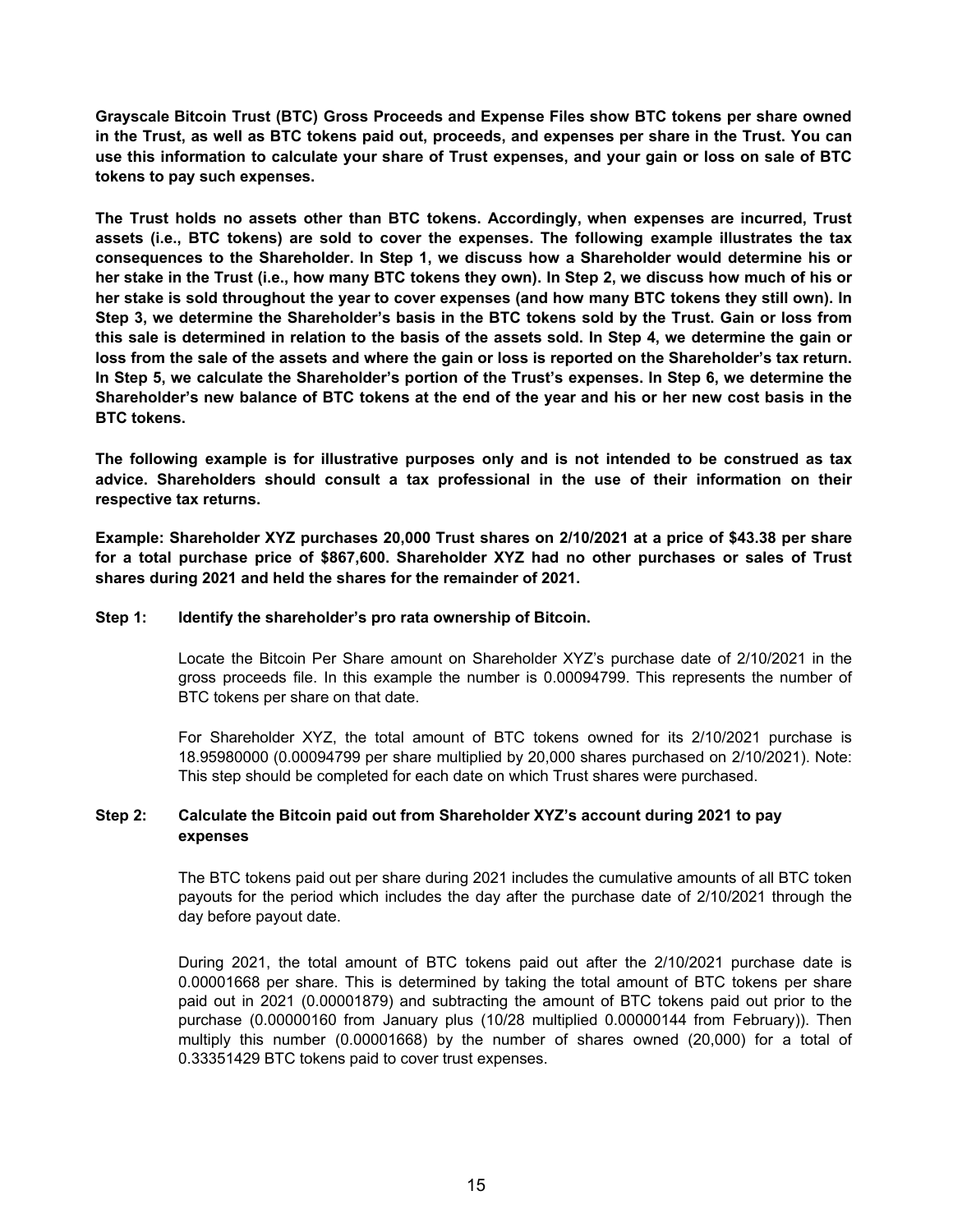**Grayscale Bitcoin Trust (BTC) Gross Proceeds and Expense Files show BTC tokens per share owned in the Trust, as well as BTC tokens paid out, proceeds, and expenses per share in the Trust. You can use this information to calculate your share of Trust expenses, and your gain or loss on sale of BTC tokens to pay such expenses.**

**The Trust holds no assets other than BTC tokens. Accordingly, when expenses are incurred, Trust assets (i.e., BTC tokens) are sold to cover the expenses. The following example illustrates the tax consequences to the Shareholder. In Step 1, we discuss how a Shareholder would determine his or her stake in the Trust (i.e., how many BTC tokens they own). In Step 2, we discuss how much of his or her stake is sold throughout the year to cover expenses (and how many BTC tokens they still own). In Step 3, we determine the Shareholder's basis in the BTC tokens sold by the Trust. Gain or loss from this sale is determined in relation to the basis of the assets sold. In Step 4, we determine the gain or loss from the sale of the assets and where the gain or loss is reported on the Shareholder's tax return. In Step 5, we calculate the Shareholder's portion of the Trust's expenses. In Step 6, we determine the Shareholder's new balance of BTC tokens at the end of the year and his or her new cost basis in the BTC tokens.**

**The following example is for illustrative purposes only and is not intended to be construed as tax advice. Shareholders should consult a tax professional in the use of their information on their respective tax returns.**

**Example: Shareholder XYZ purchases 20,000 Trust shares on 2/10/2021 at a price of $43.38 per share for a total purchase price of $867,600. Shareholder XYZ had no other purchases or sales of Trust shares during 2021 and held the shares for the remainder of 2021.**

**Step 1: Identify the shareholder's pro rata ownership of Bitcoin.**

Locate the Bitcoin Per Share amount on Shareholder XYZ's purchase date of 2/10/2021 in the gross proceeds file. In this example the number is 0.00094799. This represents the number of BTC tokens per share on that date.

For Shareholder XYZ, the total amount of BTC tokens owned for its 2/10/2021 purchase is 18.95980000 (0.00094799 per share multiplied by 20,000 shares purchased on 2/10/2021). Note: This step should be completed for each date on which Trust shares were purchased.

**Step 2: Calculate the Bitcoin paid out from Shareholder XYZ's account during 2021 to pay expenses**

The BTC tokens paid out per share during 2021 includes the cumulative amounts of all BTC token payouts for the period which includes the day after the purchase date of 2/10/2021 through the day before payout date.

During 2021, the total amount of BTC tokens paid out after the 2/10/2021 purchase date is 0.00001668 per share. This is determined by taking the total amount of BTC tokens per share paid out in 2021 (0.00001879) and subtracting the amount of BTC tokens paid out prior to the purchase (0.00000160 from January plus (10/28 multiplied 0.00000144 from February)). Then multiply this number (0.00001668) by the number of shares owned (20,000) for a total of 0.33351429 BTC tokens paid to cover trust expenses.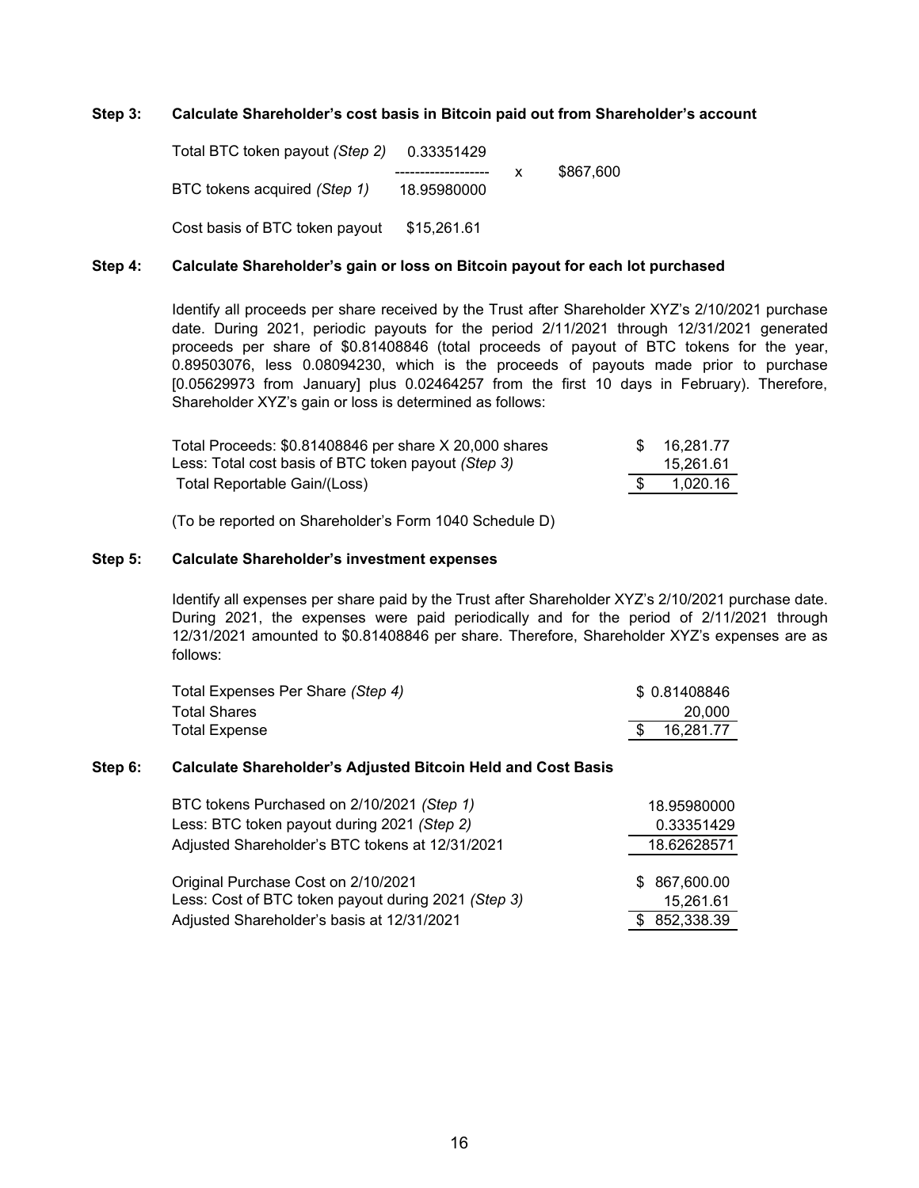**Step 3: Calculate Shareholder's cost basis in Bitcoin paid out from Shareholder's account**

| | | | |
|---|---|---|---|
| Total BTC token payout *(Step 2)* | 0.33351429 | | |
| | ------------------- | x | $867,600 |
| BTC tokens acquired *(Step 1)* | 18.95980000 | | |
| Cost basis of BTC token payout | $15,261.61 | | |

**Step 4: Calculate Shareholder's gain or loss on Bitcoin payout for each lot purchased**

Identify all proceeds per share received by the Trust after Shareholder XYZ's 2/10/2021 purchase date. During 2021, periodic payouts for the period 2/11/2021 through 12/31/2021 generated proceeds per share of $0.81408846 (total proceeds of payout of BTC tokens for the year, 0.89503076, less 0.08094230, which is the proceeds of payouts made prior to purchase [0.05629973 from January] plus 0.02464257 from the first 10 days in February). Therefore, Shareholder XYZ's gain or loss is determined as follows:

| | |
|---|---|
| Total Proceeds: $0.81408846 per share X 20,000 shares | $ 16,281.77 |
| Less: Total cost basis of BTC token payout *(Step 3)* | 15,261.61 |
| Total Reportable Gain/(Loss) | $ 1,020.16 |

(To be reported on Shareholder's Form 1040 Schedule D)

**Step 5: Calculate Shareholder's investment expenses**

Identify all expenses per share paid by the Trust after Shareholder XYZ's 2/10/2021 purchase date. During 2021, the expenses were paid periodically and for the period of 2/11/2021 through 12/31/2021 amounted to $0.81408846 per share. Therefore, Shareholder XYZ's expenses are as follows:

| | |
|---|---|
| Total Expenses Per Share *(Step 4)* | $ 0.81408846 |
| Total Shares | 20,000 |
| Total Expense | $ 16,281.77 |

**Step 6: Calculate Shareholder's Adjusted Bitcoin Held and Cost Basis**

| | |
|---|---|
| BTC tokens Purchased on 2/10/2021 *(Step 1)* | 18.95980000 |
| Less: BTC token payout during 2021 *(Step 2)* | 0.33351429 |
| Adjusted Shareholder's BTC tokens at 12/31/2021 | 18.62628571 |
| | |
| Original Purchase Cost on 2/10/2021 | $ 867,600.00 |
| Less: Cost of BTC token payout during 2021 *(Step 3)* | 15,261.61 |
| Adjusted Shareholder's basis at 12/31/2021 | $ 852,338.39 |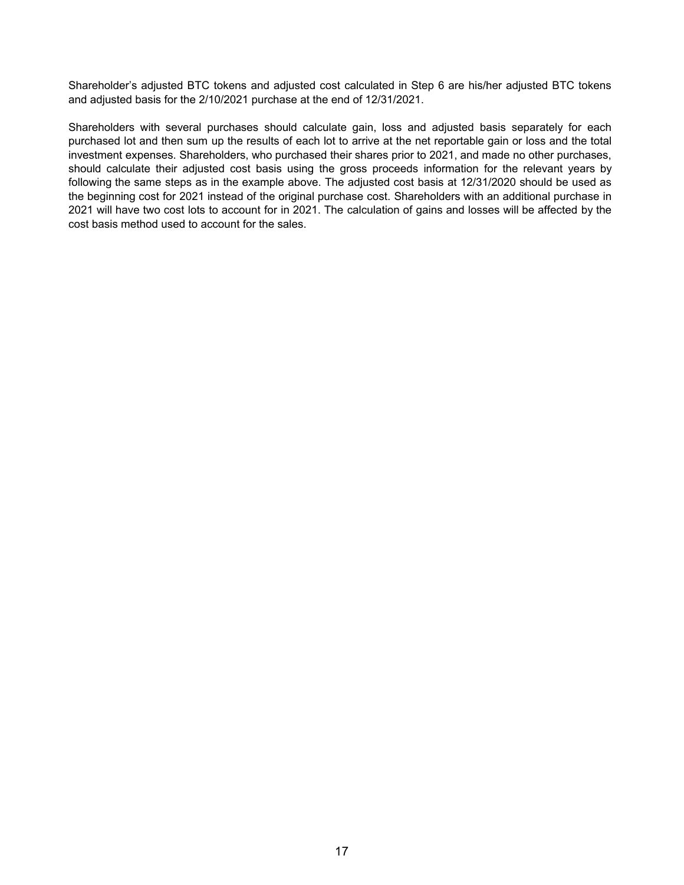Shareholder's adjusted BTC tokens and adjusted cost calculated in Step 6 are his/her adjusted BTC tokens and adjusted basis for the 2/10/2021 purchase at the end of 12/31/2021.

Shareholders with several purchases should calculate gain, loss and adjusted basis separately for each purchased lot and then sum up the results of each lot to arrive at the net reportable gain or loss and the total investment expenses. Shareholders, who purchased their shares prior to 2021, and made no other purchases, should calculate their adjusted cost basis using the gross proceeds information for the relevant years by following the same steps as in the example above. The adjusted cost basis at 12/31/2020 should be used as the beginning cost for 2021 instead of the original purchase cost. Shareholders with an additional purchase in 2021 will have two cost lots to account for in 2021. The calculation of gains and losses will be affected by the cost basis method used to account for the sales.